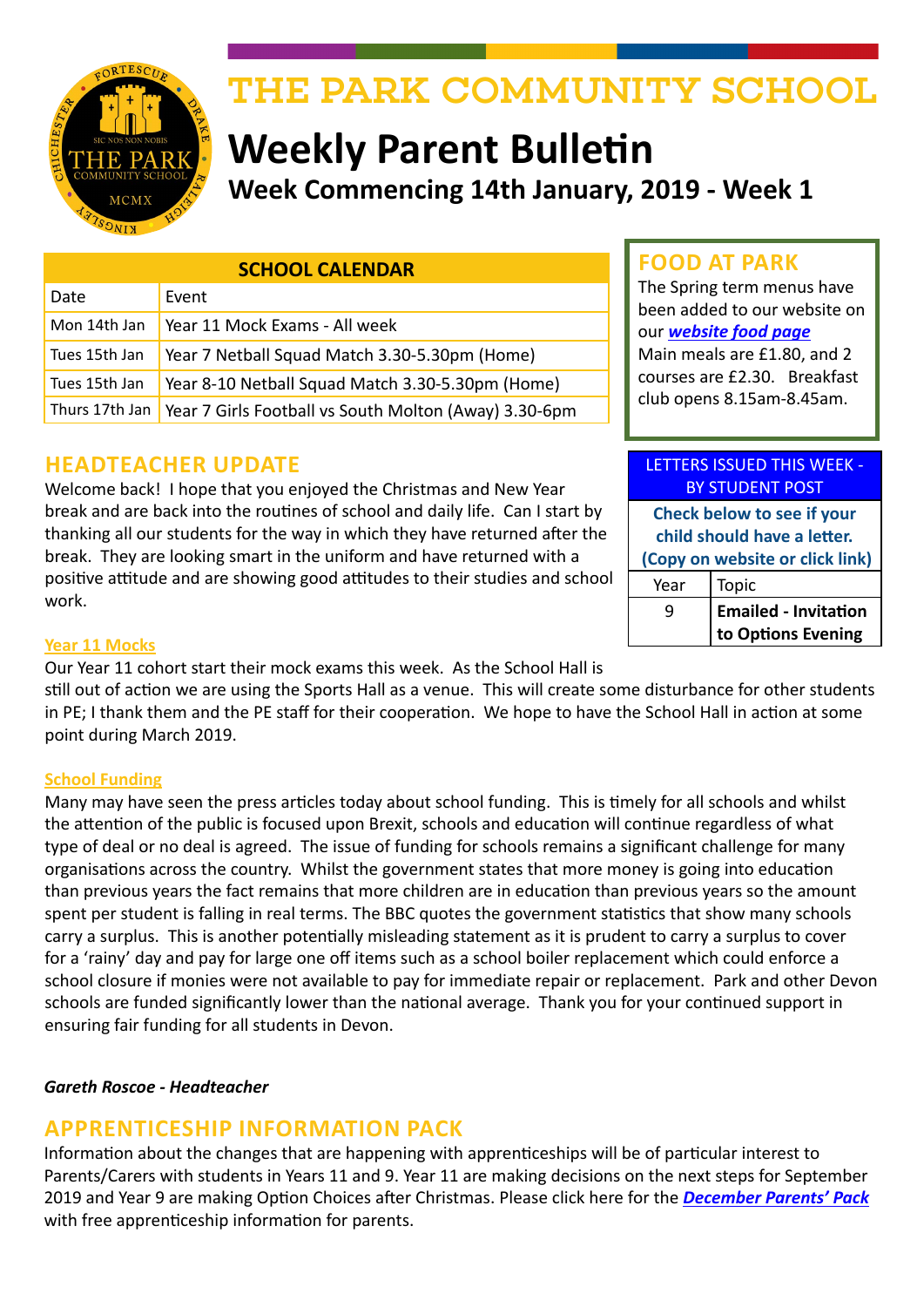# THE PARK COMMUNITY SCHOOL

# Weekly Parent Bulletin

## Week Commencing 14th January, 2019 - Week 1

| SCHOOL CALENDAR | |
|---|---|
| Date | Event |
| Mon 14th Jan | Year 11 Mock Exams - All week |
| Tues 15th Jan | Year 7 Netball Squad Match 3.30-5.30pm (Home) |
| Tues 15th Jan | Year 8-10 Netball Squad Match 3.30-5.30pm (Home) |
| Thurs 17th Jan | Year 7 Girls Football vs South Molton (Away) 3.30-6pm |

## FOOD AT PARK

The Spring term menus have been added to our website on our ***website food page***
Main meals are £1.80, and 2 courses are £2.30. Breakfast club opens 8.15am-8.45am.

| LETTERS ISSUED THIS WEEK - BY STUDENT POST | |
|---|---|
| **Check below to see if your child should have a letter. (Copy on website or click link)** | |
| Year | Topic |
| 9 | **Emailed - Invitation to Options Evening** |

## HEADTEACHER UPDATE

Welcome back! I hope that you enjoyed the Christmas and New Year break and are back into the routines of school and daily life. Can I start by thanking all our students for the way in which they have returned after the break. They are looking smart in the uniform and have returned with a positive attitude and are showing good attitudes to their studies and school work.

**Year 11 Mocks**

Our Year 11 cohort start their mock exams this week. As the School Hall is still out of action we are using the Sports Hall as a venue. This will create some disturbance for other students in PE; I thank them and the PE staff for their cooperation. We hope to have the School Hall in action at some point during March 2019.

**School Funding**

Many may have seen the press articles today about school funding. This is timely for all schools and whilst the attention of the public is focused upon Brexit, schools and education will continue regardless of what type of deal or no deal is agreed. The issue of funding for schools remains a significant challenge for many organisations across the country. Whilst the government states that more money is going into education than previous years the fact remains that more children are in education than previous years so the amount spent per student is falling in real terms. The BBC quotes the government statistics that show many schools carry a surplus. This is another potentially misleading statement as it is prudent to carry a surplus to cover for a 'rainy' day and pay for large one off items such as a school boiler replacement which could enforce a school closure if monies were not available to pay for immediate repair or replacement. Park and other Devon schools are funded significantly lower than the national average. Thank you for your continued support in ensuring fair funding for all students in Devon.

***Gareth Roscoe - Headteacher***

## APPRENTICESHIP INFORMATION PACK

Information about the changes that are happening with apprenticeships will be of particular interest to Parents/Carers with students in Years 11 and 9. Year 11 are making decisions on the next steps for September 2019 and Year 9 are making Option Choices after Christmas. Please click here for the ***December Parents' Pack*** with free apprenticeship information for parents.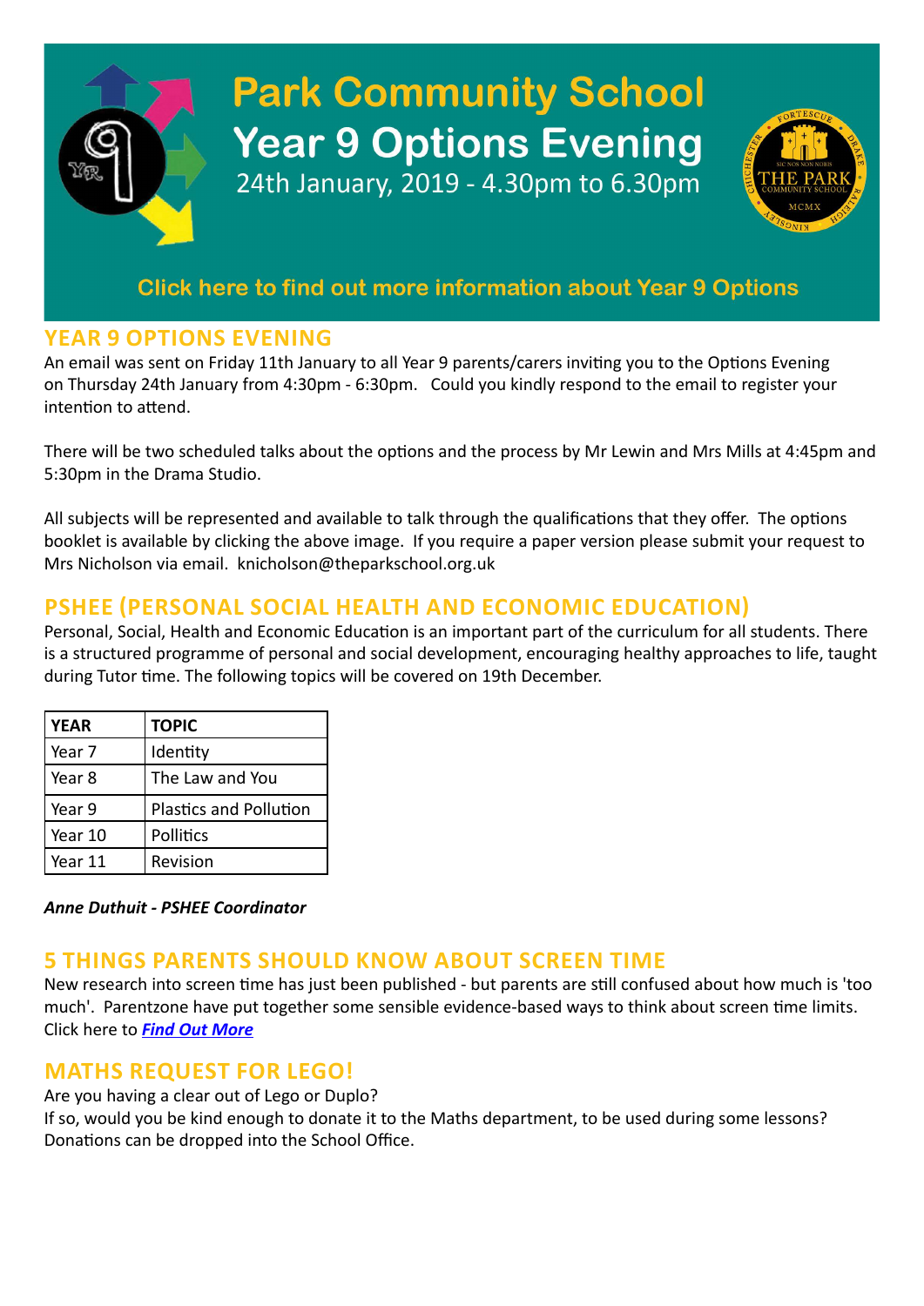# Park Community School
## Year 9 Options Evening
24th January, 2019 - 4.30pm to 6.30pm

Click here to find out more information about Year 9 Options

## YEAR 9 OPTIONS EVENING

An email was sent on Friday 11th January to all Year 9 parents/carers inviting you to the Options Evening on Thursday 24th January from 4:30pm - 6:30pm. Could you kindly respond to the email to register your intention to attend.

There will be two scheduled talks about the options and the process by Mr Lewin and Mrs Mills at 4:45pm and 5:30pm in the Drama Studio.

All subjects will be represented and available to talk through the qualifications that they offer. The options booklet is available by clicking the above image. If you require a paper version please submit your request to Mrs Nicholson via email. knicholson@theparkschool.org.uk

## PSHEE (PERSONAL SOCIAL HEALTH AND ECONOMIC EDUCATION)

Personal, Social, Health and Economic Education is an important part of the curriculum for all students. There is a structured programme of personal and social development, encouraging healthy approaches to life, taught during Tutor time. The following topics will be covered on 19th December.

| YEAR | TOPIC |
|---|---|
| Year 7 | Identity |
| Year 8 | The Law and You |
| Year 9 | Plastics and Pollution |
| Year 10 | Pollitics |
| Year 11 | Revision |

***Anne Duthuit - PSHEE Coordinator***

## 5 THINGS PARENTS SHOULD KNOW ABOUT SCREEN TIME

New research into screen time has just been published - but parents are still confused about how much is 'too much'. Parentzone have put together some sensible evidence-based ways to think about screen time limits. Click here to ***Find Out More***

## MATHS REQUEST FOR LEGO!

Are you having a clear out of Lego or Duplo?
If so, would you be kind enough to donate it to the Maths department, to be used during some lessons? Donations can be dropped into the School Office.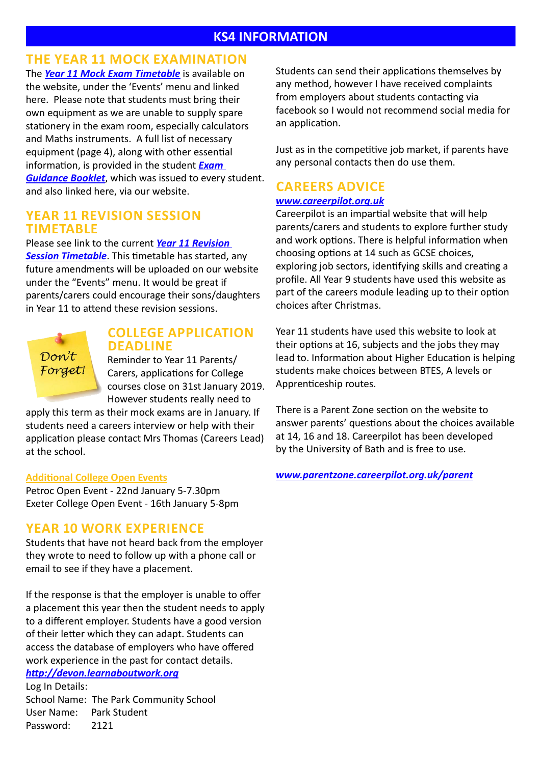# KS4 INFORMATION

## THE YEAR 11 MOCK EXAMINATION

The ***Year 11 Mock Exam Timetable*** is available on the website, under the 'Events' menu and linked here. Please note that students must bring their own equipment as we are unable to supply spare stationery in the exam room, especially calculators and Maths instruments. A full list of necessary equipment (page 4), along with other essential information, is provided in the student ***Exam Guidance Booklet***, which was issued to every student. and also linked here, via our website.

## YEAR 11 REVISION SESSION TIMETABLE

Please see link to the current ***Year 11 Revision Session Timetable***. This timetable has started, any future amendments will be uploaded on our website under the "Events" menu. It would be great if parents/carers could encourage their sons/daughters in Year 11 to attend these revision sessions.

Don't Forget!

## COLLEGE APPLICATION DEADLINE

Reminder to Year 11 Parents/ Carers, applications for College courses close on 31st January 2019. However students really need to apply this term as their mock exams are in January. If students need a careers interview or help with their application please contact Mrs Thomas (Careers Lead) at the school.

Additional College Open Events

Petroc Open Event - 22nd January 5-7.30pm
Exeter College Open Event - 16th January 5-8pm

## YEAR 10 WORK EXPERIENCE

Students that have not heard back from the employer they wrote to need to follow up with a phone call or email to see if they have a placement.

If the response is that the employer is unable to offer a placement this year then the student needs to apply to a different employer. Students have a good version of their letter which they can adapt. Students can access the database of employers who have offered work experience in the past for contact details.

***http://devon.learnaboutwork.org***

Log In Details:
School Name: The Park Community School
User Name: Park Student
Password: 2121

Students can send their applications themselves by any method, however I have received complaints from employers about students contacting via facebook so I would not recommend social media for an application.

Just as in the competitive job market, if parents have any personal contacts then do use them.

## CAREERS ADVICE

***www.careerpilot.org.uk***

Careerpilot is an impartial website that will help parents/carers and students to explore further study and work options. There is helpful information when choosing options at 14 such as GCSE choices, exploring job sectors, identifying skills and creating a profile. All Year 9 students have used this website as part of the careers module leading up to their option choices after Christmas.

Year 11 students have used this website to look at their options at 16, subjects and the jobs they may lead to. Information about Higher Education is helping students make choices between BTES, A levels or Apprenticeship routes.

There is a Parent Zone section on the website to answer parents' questions about the choices available at 14, 16 and 18. Careerpilot has been developed by the University of Bath and is free to use.

***www.parentzone.careerpilot.org.uk/parent***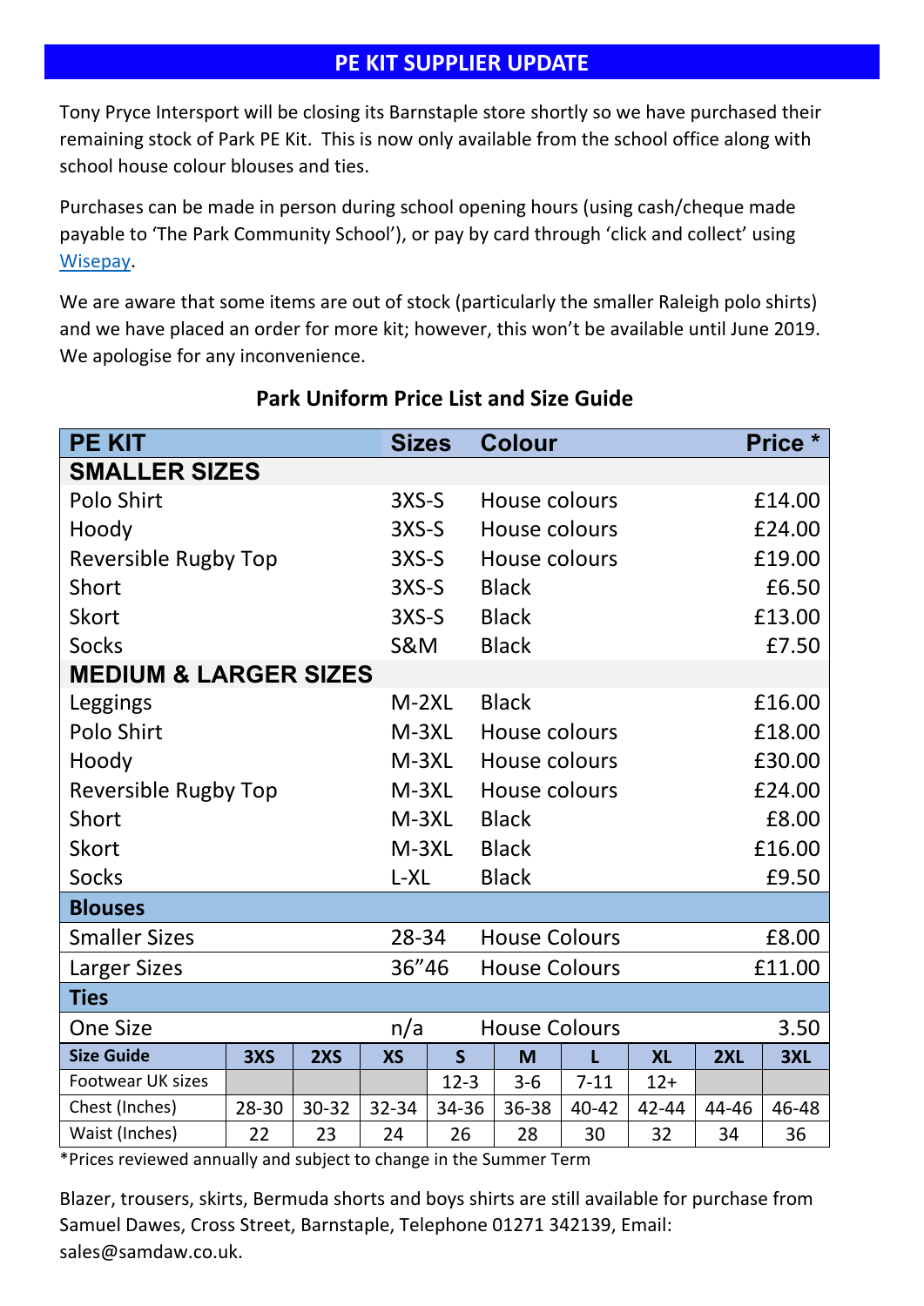## PE KIT SUPPLIER UPDATE

Tony Pryce Intersport will be closing its Barnstaple store shortly so we have purchased their remaining stock of Park PE Kit. This is now only available from the school office along with school house colour blouses and ties.

Purchases can be made in person during school opening hours (using cash/cheque made payable to 'The Park Community School'), or pay by card through 'click and collect' using Wisepay.

We are aware that some items are out of stock (particularly the smaller Raleigh polo shirts) and we have placed an order for more kit; however, this won't be available until June 2019. We apologise for any inconvenience.

### Park Uniform Price List and Size Guide

| PE KIT | Sizes | Colour | Price * |
|---|---|---|---|
| **SMALLER SIZES** | | | |
| Polo Shirt | 3XS-S | House colours | £14.00 |
| Hoody | 3XS-S | House colours | £24.00 |
| Reversible Rugby Top | 3XS-S | House colours | £19.00 |
| Short | 3XS-S | Black | £6.50 |
| Skort | 3XS-S | Black | £13.00 |
| Socks | S&M | Black | £7.50 |
| **MEDIUM & LARGER SIZES** | | | |
| Leggings | M-2XL | Black | £16.00 |
| Polo Shirt | M-3XL | House colours | £18.00 |
| Hoody | M-3XL | House colours | £30.00 |
| Reversible Rugby Top | M-3XL | House colours | £24.00 |
| Short | M-3XL | Black | £8.00 |
| Skort | M-3XL | Black | £16.00 |
| Socks | L-XL | Black | £9.50 |
| **Blouses** | | | |
| Smaller Sizes | 28-34 | House Colours | £8.00 |
| Larger Sizes | 36"46 | House Colours | £11.00 |
| **Ties** | | | |
| One Size | n/a | House Colours | 3.50 |

| Size Guide | 3XS | 2XS | XS | S | M | L | XL | 2XL | 3XL |
|---|---|---|---|---|---|---|---|---|---|
| Footwear UK sizes | | | | 12-3 | 3-6 | 7-11 | 12+ | | |
| Chest (Inches) | 28-30 | 30-32 | 32-34 | 34-36 | 36-38 | 40-42 | 42-44 | 44-46 | 46-48 |
| Waist (Inches) | 22 | 23 | 24 | 26 | 28 | 30 | 32 | 34 | 36 |

*Prices reviewed annually and subject to change in the Summer Term

Blazer, trousers, skirts, Bermuda shorts and boys shirts are still available for purchase from Samuel Dawes, Cross Street, Barnstaple, Telephone 01271 342139, Email: sales@samdaw.co.uk.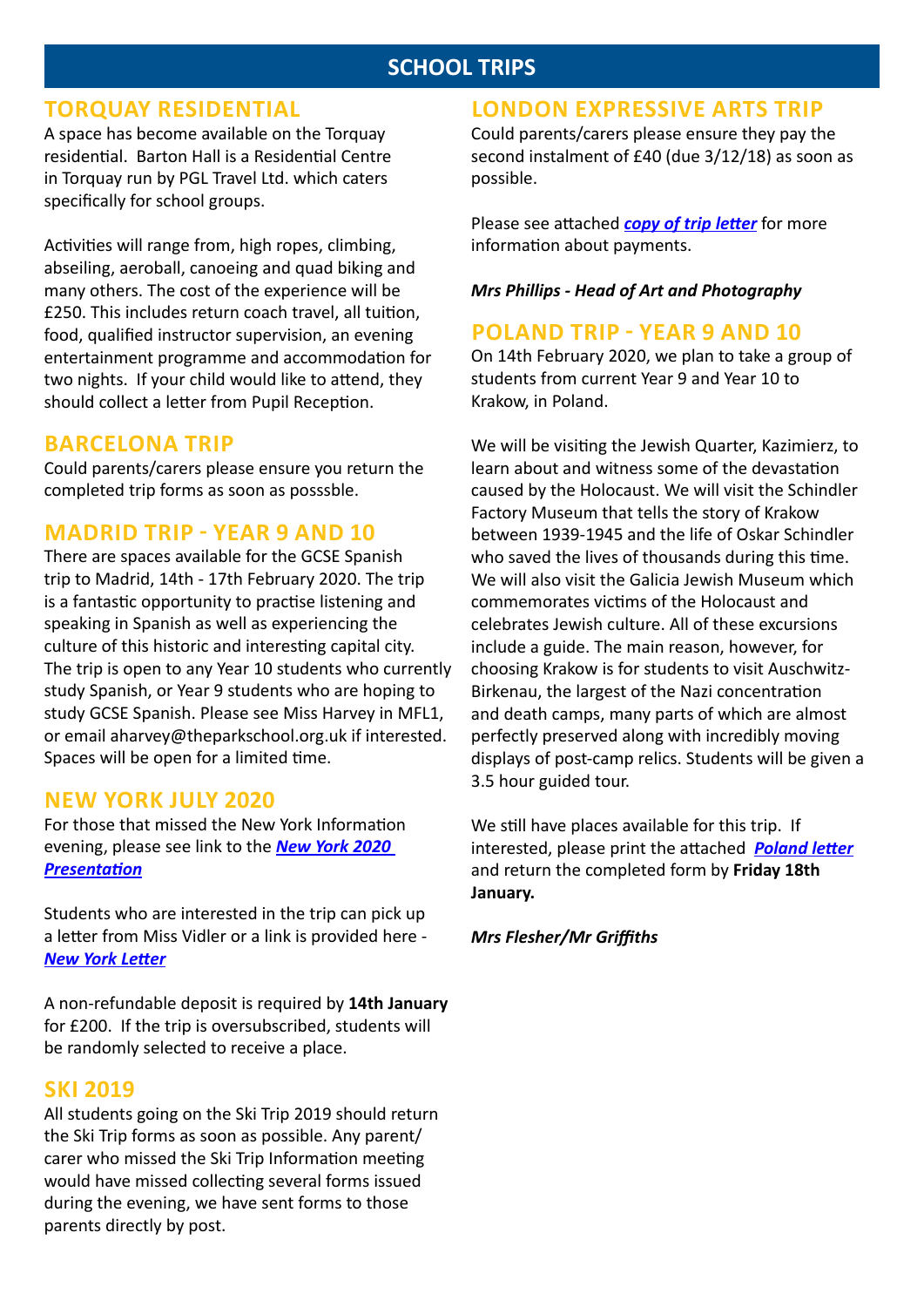# SCHOOL TRIPS

## TORQUAY RESIDENTIAL

A space has become available on the Torquay residential. Barton Hall is a Residential Centre in Torquay run by PGL Travel Ltd. which caters specifically for school groups.

Activities will range from, high ropes, climbing, abseiling, aeroball, canoeing and quad biking and many others. The cost of the experience will be £250. This includes return coach travel, all tuition, food, qualified instructor supervision, an evening entertainment programme and accommodation for two nights. If your child would like to attend, they should collect a letter from Pupil Reception.

## BARCELONA TRIP

Could parents/carers please ensure you return the completed trip forms as soon as posssble.

## MADRID TRIP - YEAR 9 AND 10

There are spaces available for the GCSE Spanish trip to Madrid, 14th - 17th February 2020. The trip is a fantastic opportunity to practise listening and speaking in Spanish as well as experiencing the culture of this historic and interesting capital city. The trip is open to any Year 10 students who currently study Spanish, or Year 9 students who are hoping to study GCSE Spanish. Please see Miss Harvey in MFL1, or email aharvey@theparkschool.org.uk if interested. Spaces will be open for a limited time.

## NEW YORK JULY 2020

For those that missed the New York Information evening, please see link to the ***New York 2020 Presentation***

Students who are interested in the trip can pick up a letter from Miss Vidler or a link is provided here - ***New York Letter***

A non-refundable deposit is required by **14th January** for £200. If the trip is oversubscribed, students will be randomly selected to receive a place.

## SKI 2019

All students going on the Ski Trip 2019 should return the Ski Trip forms as soon as possible. Any parent/carer who missed the Ski Trip Information meeting would have missed collecting several forms issued during the evening, we have sent forms to those parents directly by post.

## LONDON EXPRESSIVE ARTS TRIP

Could parents/carers please ensure they pay the second instalment of £40 (due 3/12/18) as soon as possible.

Please see attached ***copy of trip letter*** for more information about payments.

***Mrs Phillips - Head of Art and Photography***

## POLAND TRIP - YEAR 9 AND 10

On 14th February 2020, we plan to take a group of students from current Year 9 and Year 10 to Krakow, in Poland.

We will be visiting the Jewish Quarter, Kazimierz, to learn about and witness some of the devastation caused by the Holocaust. We will visit the Schindler Factory Museum that tells the story of Krakow between 1939-1945 and the life of Oskar Schindler who saved the lives of thousands during this time. We will also visit the Galicia Jewish Museum which commemorates victims of the Holocaust and celebrates Jewish culture. All of these excursions include a guide. The main reason, however, for choosing Krakow is for students to visit Auschwitz-Birkenau, the largest of the Nazi concentration and death camps, many parts of which are almost perfectly preserved along with incredibly moving displays of post-camp relics. Students will be given a 3.5 hour guided tour.

We still have places available for this trip. If interested, please print the attached ***Poland letter*** and return the completed form by **Friday 18th January.**

***Mrs Flesher/Mr Griffiths***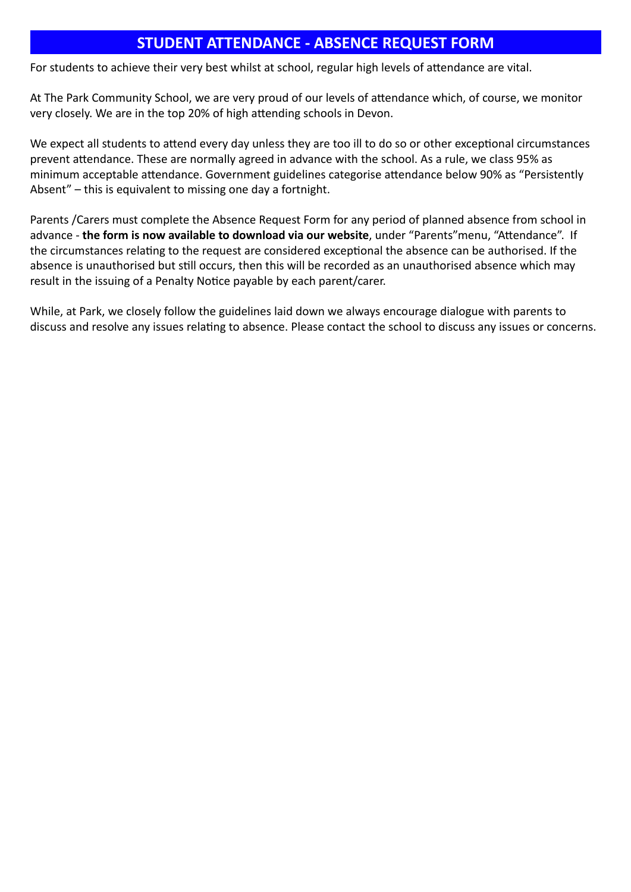## STUDENT ATTENDANCE - ABSENCE REQUEST FORM

For students to achieve their very best whilst at school, regular high levels of attendance are vital.

At The Park Community School, we are very proud of our levels of attendance which, of course, we monitor very closely. We are in the top 20% of high attending schools in Devon.

We expect all students to attend every day unless they are too ill to do so or other exceptional circumstances prevent attendance. These are normally agreed in advance with the school. As a rule, we class 95% as minimum acceptable attendance. Government guidelines categorise attendance below 90% as "Persistently Absent" – this is equivalent to missing one day a fortnight.

Parents /Carers must complete the Absence Request Form for any period of planned absence from school in advance - **the form is now available to download via our website**, under "Parents"menu, "Attendance". If the circumstances relating to the request are considered exceptional the absence can be authorised. If the absence is unauthorised but still occurs, then this will be recorded as an unauthorised absence which may result in the issuing of a Penalty Notice payable by each parent/carer.

While, at Park, we closely follow the guidelines laid down we always encourage dialogue with parents to discuss and resolve any issues relating to absence. Please contact the school to discuss any issues or concerns.